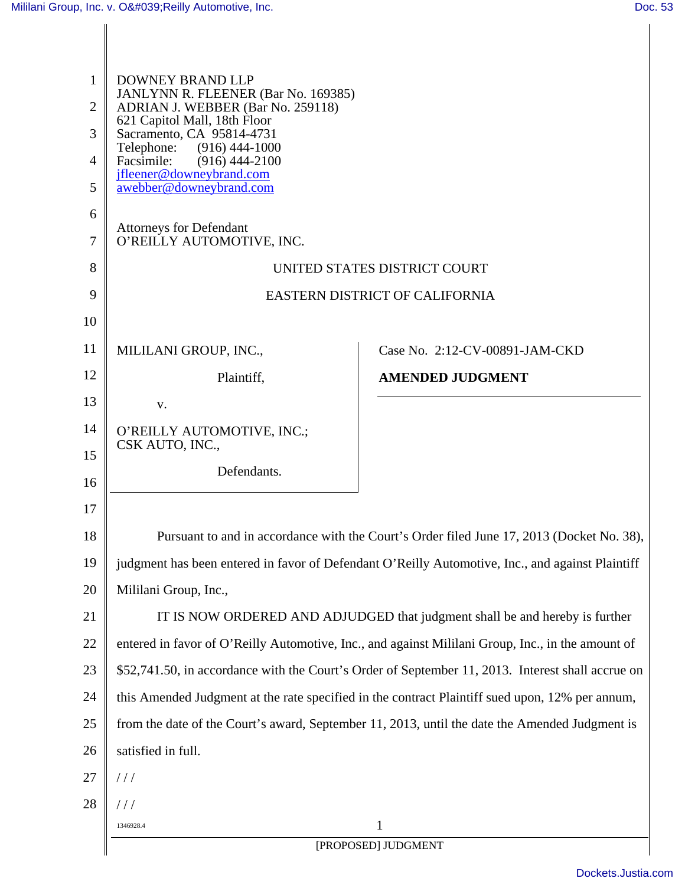DOWNEY BRAND LLP
JANLYNN R. FLEENER (Bar No. 169385)
ADRIAN J. WEBBER (Bar No. 259118)
621 Capitol Mall, 18th Floor
Sacramento, CA 95814-4731
Telephone: (916) 444-1000
Facsimile: (916) 444-2100
jfleener@downeybrand.com
awebber@downeybrand.com

Attorneys for Defendant
O'REILLY AUTOMOTIVE, INC.

UNITED STATES DISTRICT COURT

EASTERN DISTRICT OF CALIFORNIA

MILILANI GROUP, INC.,

Plaintiff,

v.

O'REILLY AUTOMOTIVE, INC.; CSK AUTO, INC.,

Defendants.

Case No. 2:12-CV-00891-JAM-CKD

**AMENDED JUDGMENT**

Pursuant to and in accordance with the Court's Order filed June 17, 2013 (Docket No. 38), judgment has been entered in favor of Defendant O'Reilly Automotive, Inc., and against Plaintiff Mililani Group, Inc.,

IT IS NOW ORDERED AND ADJUDGED that judgment shall be and hereby is further entered in favor of O'Reilly Automotive, Inc., and against Mililani Group, Inc., in the amount of $52,741.50, in accordance with the Court's Order of September 11, 2013. Interest shall accrue on this Amended Judgment at the rate specified in the contract Plaintiff sued upon, 12% per annum, from the date of the Court's award, September 11, 2013, until the date the Amended Judgment is satisfied in full.

/ / /

/ / /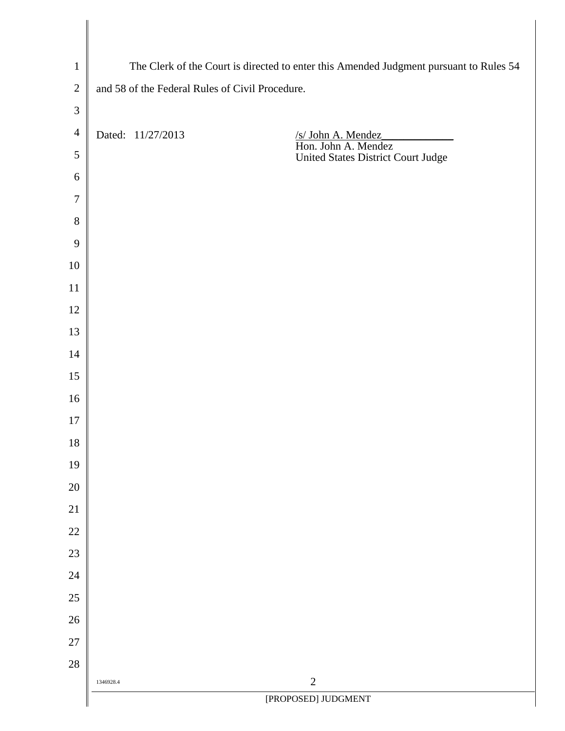The Clerk of the Court is directed to enter this Amended Judgment pursuant to Rules 54 and 58 of the Federal Rules of Civil Procedure.

Dated: 11/27/2013

/s/ John A. Mendez_____________
Hon. John A. Mendez
United States District Court Judge